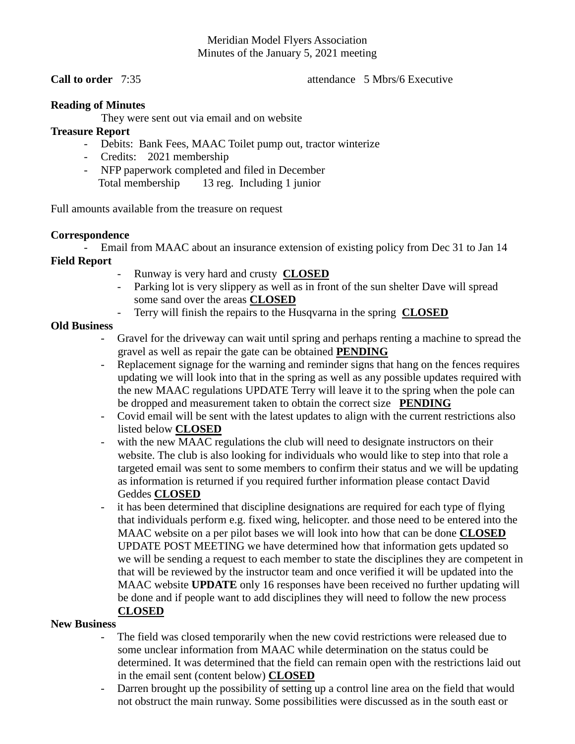Meridian Model Flyers Association
Minutes of the January 5, 2021 meeting

**Call to order** 7:35 attendance 5 Mbrs/6 Executive

**Reading of Minutes**

They were sent out via email and on website

**Treasure Report**

- Debits: Bank Fees, MAAC Toilet pump out, tractor winterize
- Credits: 2021 membership
- NFP paperwork completed and filed in December
  Total membership 13 reg. Including 1 junior

Full amounts available from the treasure on request

**Correspondence**

- Email from MAAC about an insurance extension of existing policy from Dec 31 to Jan 14

**Field Report**

- Runway is very hard and crusty **CLOSED**
- Parking lot is very slippery as well as in front of the sun shelter Dave will spread some sand over the areas **CLOSED**
- Terry will finish the repairs to the Husqvarna in the spring **CLOSED**

**Old Business**

- Gravel for the driveway can wait until spring and perhaps renting a machine to spread the gravel as well as repair the gate can be obtained **PENDING**
- Replacement signage for the warning and reminder signs that hang on the fences requires updating we will look into that in the spring as well as any possible updates required with the new MAAC regulations UPDATE Terry will leave it to the spring when the pole can be dropped and measurement taken to obtain the correct size **PENDING**
- Covid email will be sent with the latest updates to align with the current restrictions also listed below **CLOSED**
- with the new MAAC regulations the club will need to designate instructors on their website. The club is also looking for individuals who would like to step into that role a targeted email was sent to some members to confirm their status and we will be updating as information is returned if you required further information please contact David Geddes **CLOSED**
- it has been determined that discipline designations are required for each type of flying that individuals perform e.g. fixed wing, helicopter. and those need to be entered into the MAAC website on a per pilot bases we will look into how that can be done **CLOSED** UPDATE POST MEETING we have determined how that information gets updated so we will be sending a request to each member to state the disciplines they are competent in that will be reviewed by the instructor team and once verified it will be updated into the MAAC website **UPDATE** only 16 responses have been received no further updating will be done and if people want to add disciplines they will need to follow the new process **CLOSED**

**New Business**

- The field was closed temporarily when the new covid restrictions were released due to some unclear information from MAAC while determination on the status could be determined. It was determined that the field can remain open with the restrictions laid out in the email sent (content below) **CLOSED**
- Darren brought up the possibility of setting up a control line area on the field that would not obstruct the main runway. Some possibilities were discussed as in the south east or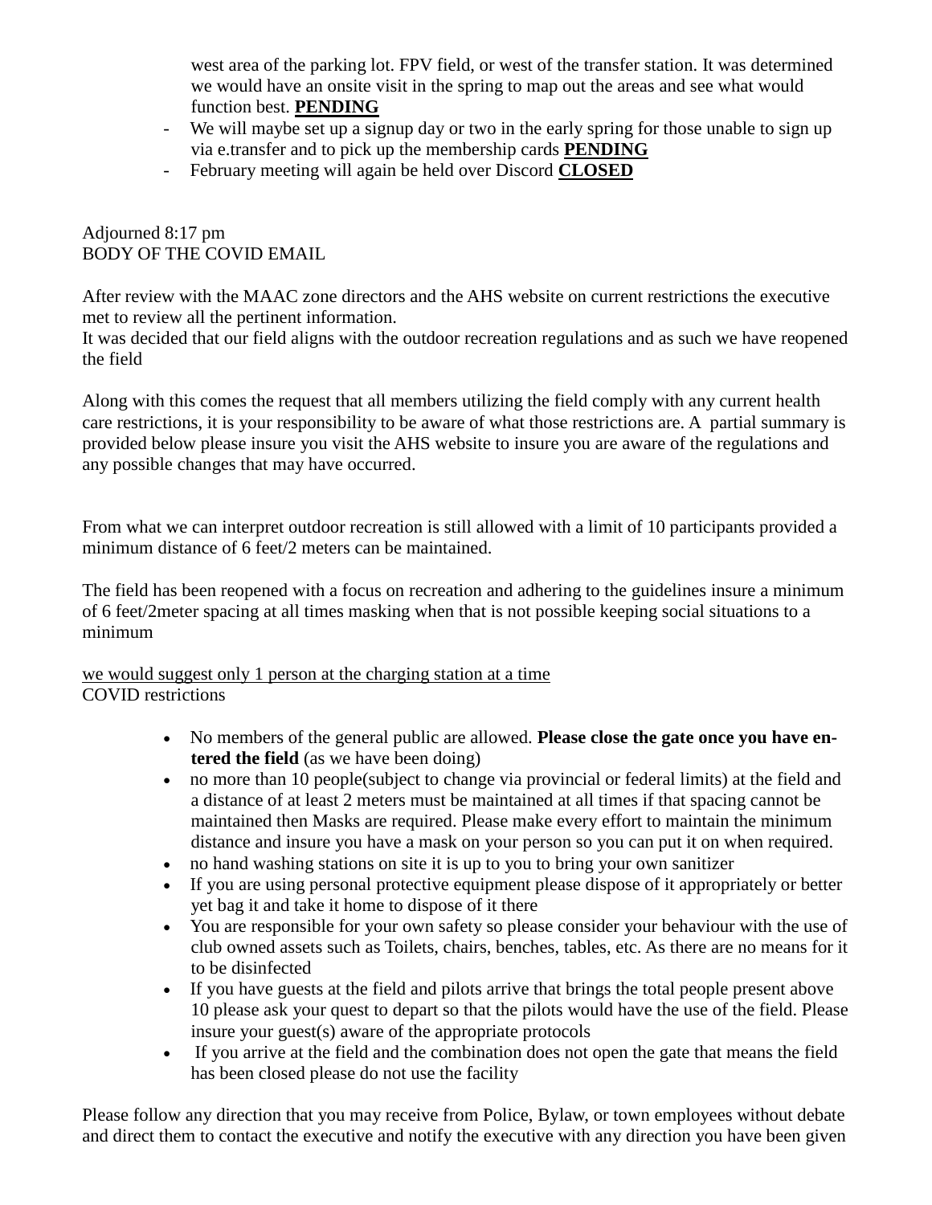west area of the parking lot. FPV field, or west of the transfer station. It was determined we would have an onsite visit in the spring to map out the areas and see what would function best. **PENDING**

- We will maybe set up a signup day or two in the early spring for those unable to sign up via e.transfer and to pick up the membership cards **PENDING**
- February meeting will again be held over Discord **CLOSED**

Adjourned 8:17 pm
BODY OF THE COVID EMAIL

After review with the MAAC zone directors and the AHS website on current restrictions the executive met to review all the pertinent information.
It was decided that our field aligns with the outdoor recreation regulations and as such we have reopened the field

Along with this comes the request that all members utilizing the field comply with any current health care restrictions, it is your responsibility to be aware of what those restrictions are. A partial summary is provided below please insure you visit the AHS website to insure you are aware of the regulations and any possible changes that may have occurred.

From what we can interpret outdoor recreation is still allowed with a limit of 10 participants provided a minimum distance of 6 feet/2 meters can be maintained.

The field has been reopened with a focus on recreation and adhering to the guidelines insure a minimum of 6 feet/2meter spacing at all times masking when that is not possible keeping social situations to a minimum

<u>we would suggest only 1 person at the charging station at a time</u>
COVID restrictions

- No members of the general public are allowed. **Please close the gate once you have entered the field** (as we have been doing)
- no more than 10 people(subject to change via provincial or federal limits) at the field and a distance of at least 2 meters must be maintained at all times if that spacing cannot be maintained then Masks are required. Please make every effort to maintain the minimum distance and insure you have a mask on your person so you can put it on when required.
- no hand washing stations on site it is up to you to bring your own sanitizer
- If you are using personal protective equipment please dispose of it appropriately or better yet bag it and take it home to dispose of it there
- You are responsible for your own safety so please consider your behaviour with the use of club owned assets such as Toilets, chairs, benches, tables, etc. As there are no means for it to be disinfected
- If you have guests at the field and pilots arrive that brings the total people present above 10 please ask your quest to depart so that the pilots would have the use of the field. Please insure your guest(s) aware of the appropriate protocols
- If you arrive at the field and the combination does not open the gate that means the field has been closed please do not use the facility

Please follow any direction that you may receive from Police, Bylaw, or town employees without debate and direct them to contact the executive and notify the executive with any direction you have been given